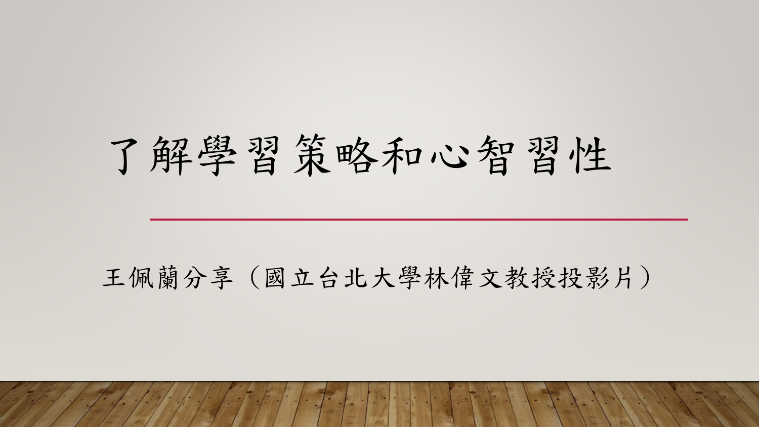# 了解學習策略和心智習性

王佩蘭分享（國立台北大學林偉文教授投影片）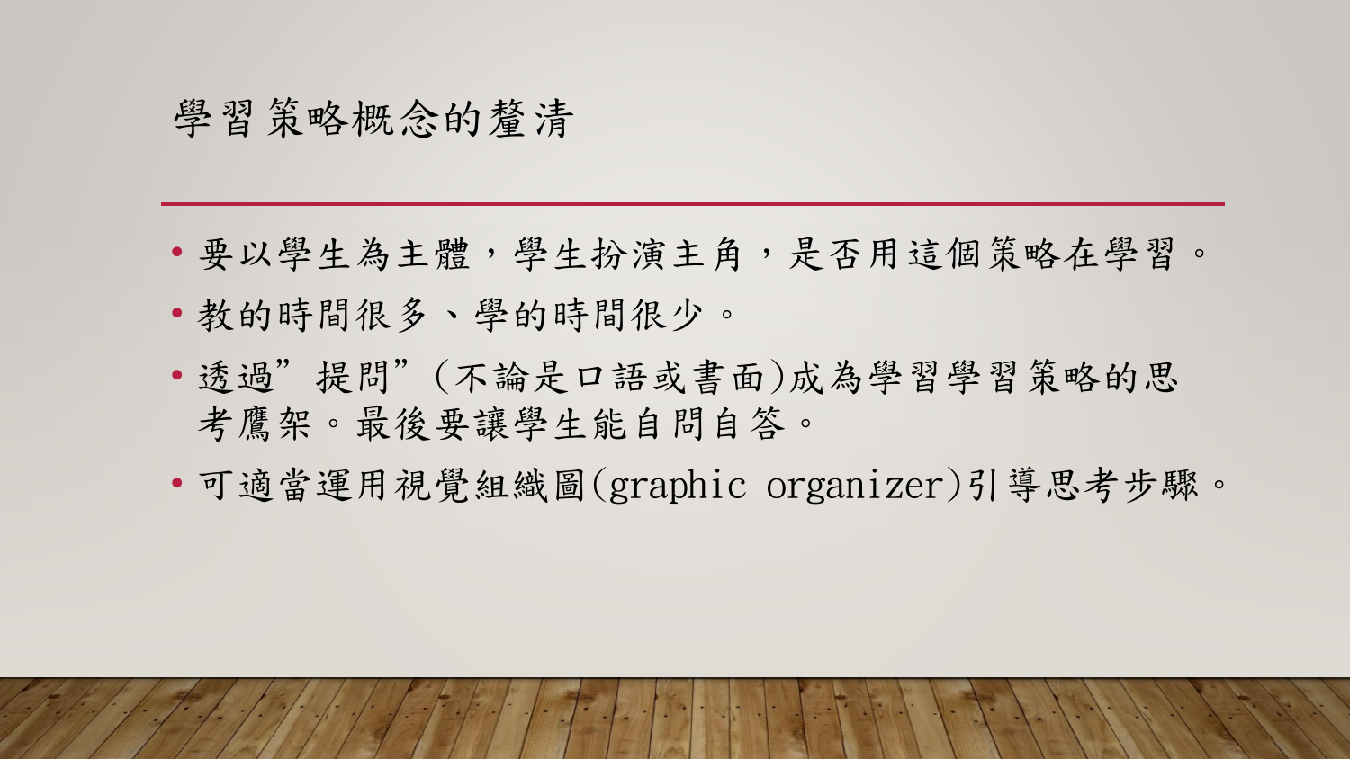# 學習策略概念的釐清

- 要以學生為主體，學生扮演主角，是否用這個策略在學習。
- 教的時間很多、學的時間很少。
- 透過”提問”(不論是口語或書面)成為學習學習策略的思考鷹架。最後要讓學生能自問自答。
- 可適當運用視覺組織圖(graphic organizer)引導思考步驟。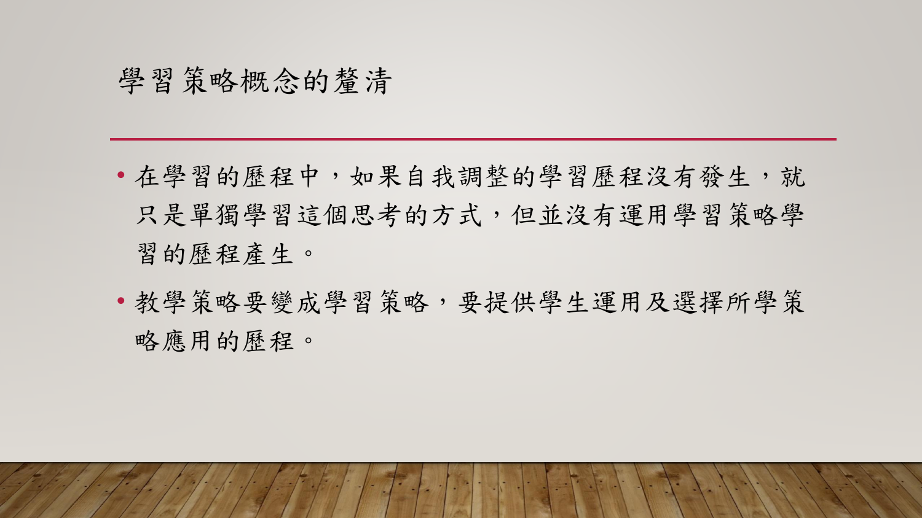# 學習策略概念的釐清

- 在學習的歷程中，如果自我調整的學習歷程沒有發生，就只是單獨學習這個思考的方式，但並沒有運用學習策略學習的歷程產生。
- 教學策略要變成學習策略，要提供學生運用及選擇所學策略應用的歷程。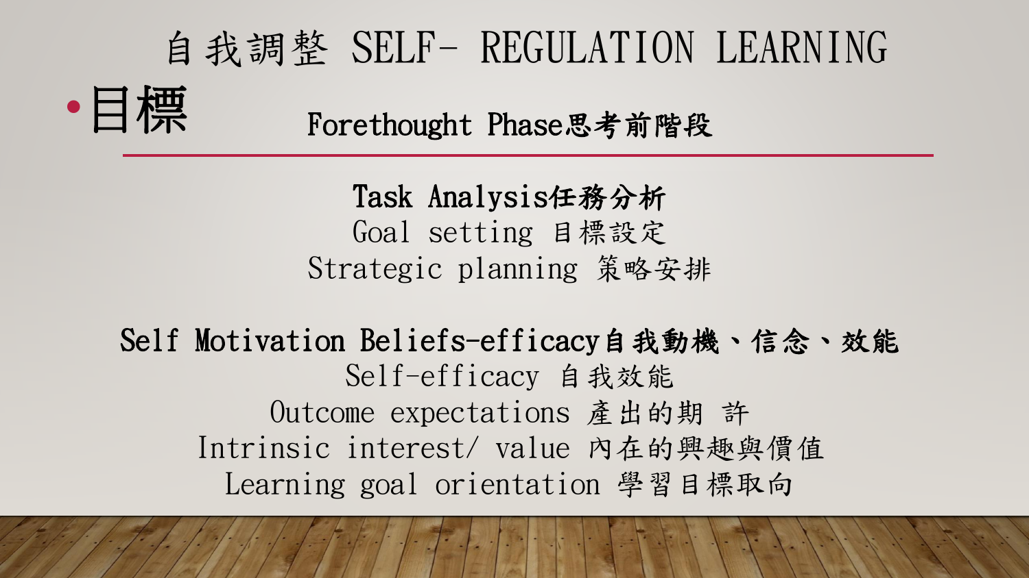# 自我調整 SELF- REGULATION LEARNING

- 目標

## Forethought Phase思考前階段

**Task Analysis任務分析**

Goal setting 目標設定

Strategic planning 策略安排

**Self Motivation Beliefs-efficacy自我動機、信念、效能**

Self-efficacy 自我效能

Outcome expectations 產出的期 許

Intrinsic interest/ value 內在的興趣與價值

Learning goal orientation 學習目標取向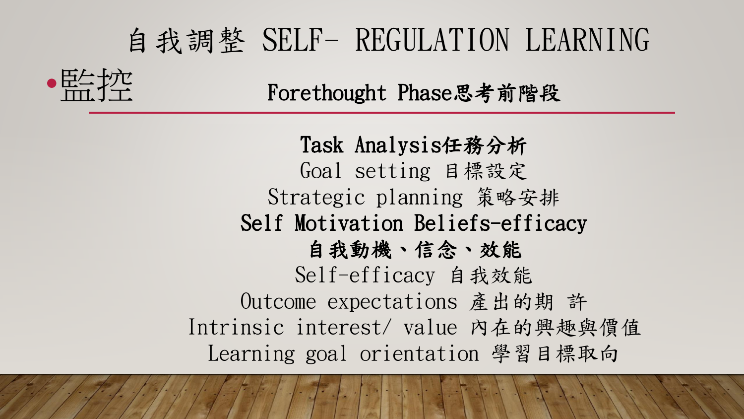# 自我調整 SELF- REGULATION LEARNING

- 監控

## Forethought Phase思考前階段

**Task Analysis任務分析**

Goal setting 目標設定

Strategic planning 策略安排

**Self Motivation Beliefs-efficacy**

**自我動機、信念、效能**

Self-efficacy 自我效能

Outcome expectations 產出的期 許

Intrinsic interest/ value 內在的興趣與價值

Learning goal orientation 學習目標取向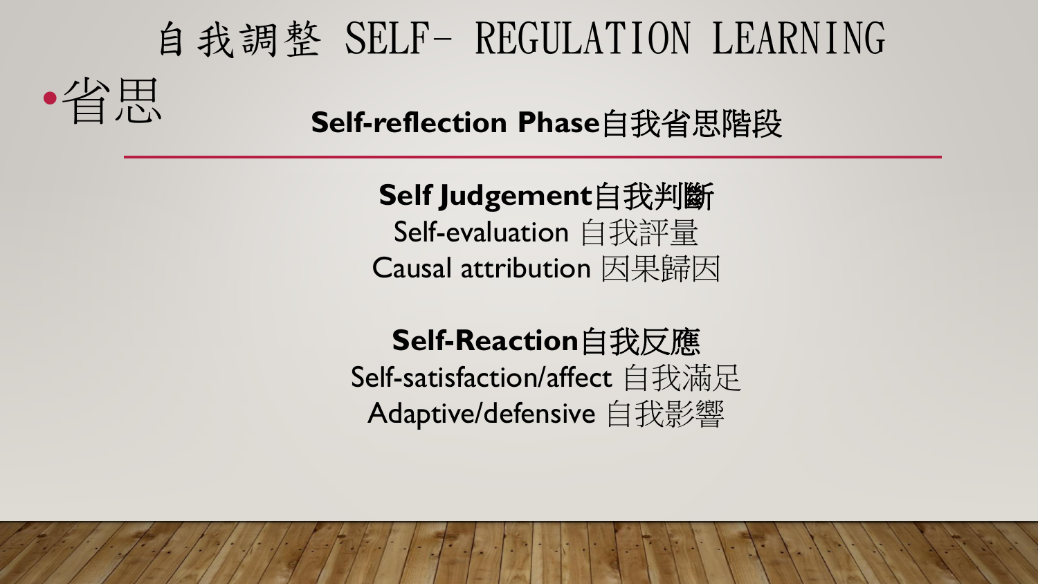# 自我調整 SELF- REGULATION LEARNING

- 省思

## Self-reflection Phase自我省思階段

**Self Judgement自我判斷**

Self-evaluation 自我評量

Causal attribution 因果歸因

**Self-Reaction自我反應**

Self-satisfaction/affect 自我滿足

Adaptive/defensive 自我影響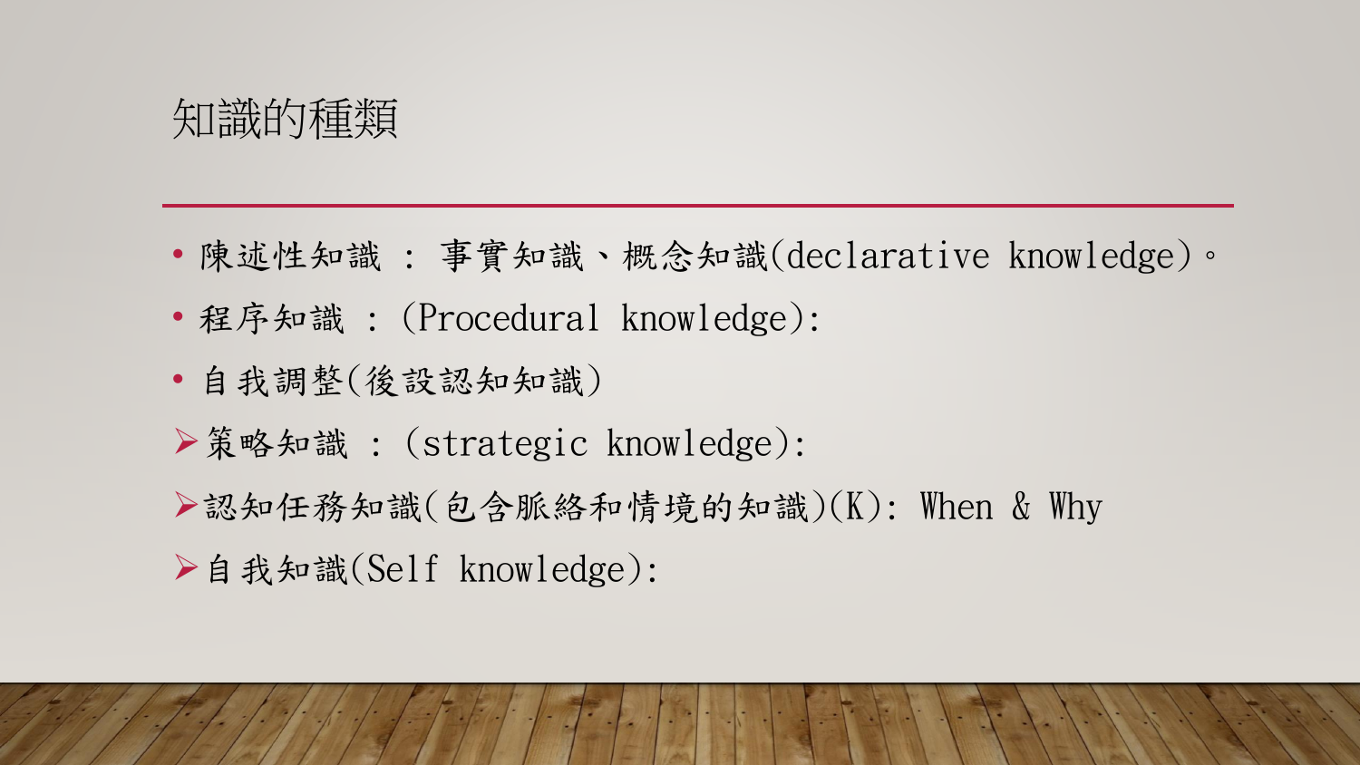# 知識的種類

- 陳述性知識 : 事實知識、概念知識(declarative knowledge)。
- 程序知識 : (Procedural knowledge):
- 自我調整(後設認知知識)
  - 策略知識 : (strategic knowledge):
  - 認知任務知識(包含脈絡和情境的知識)(K): When & Why
  - 自我知識(Self knowledge):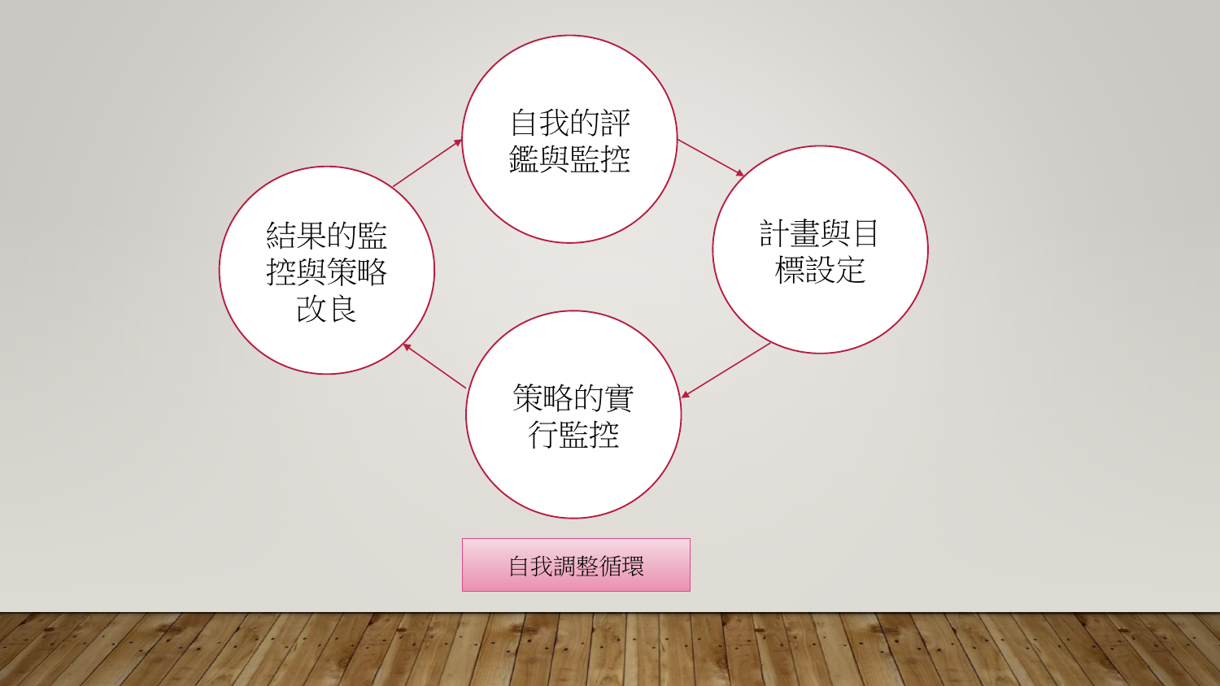自我的評鑑與監控

計畫與目標設定

策略的實行監控

結果的監控與策略改良

自我調整循環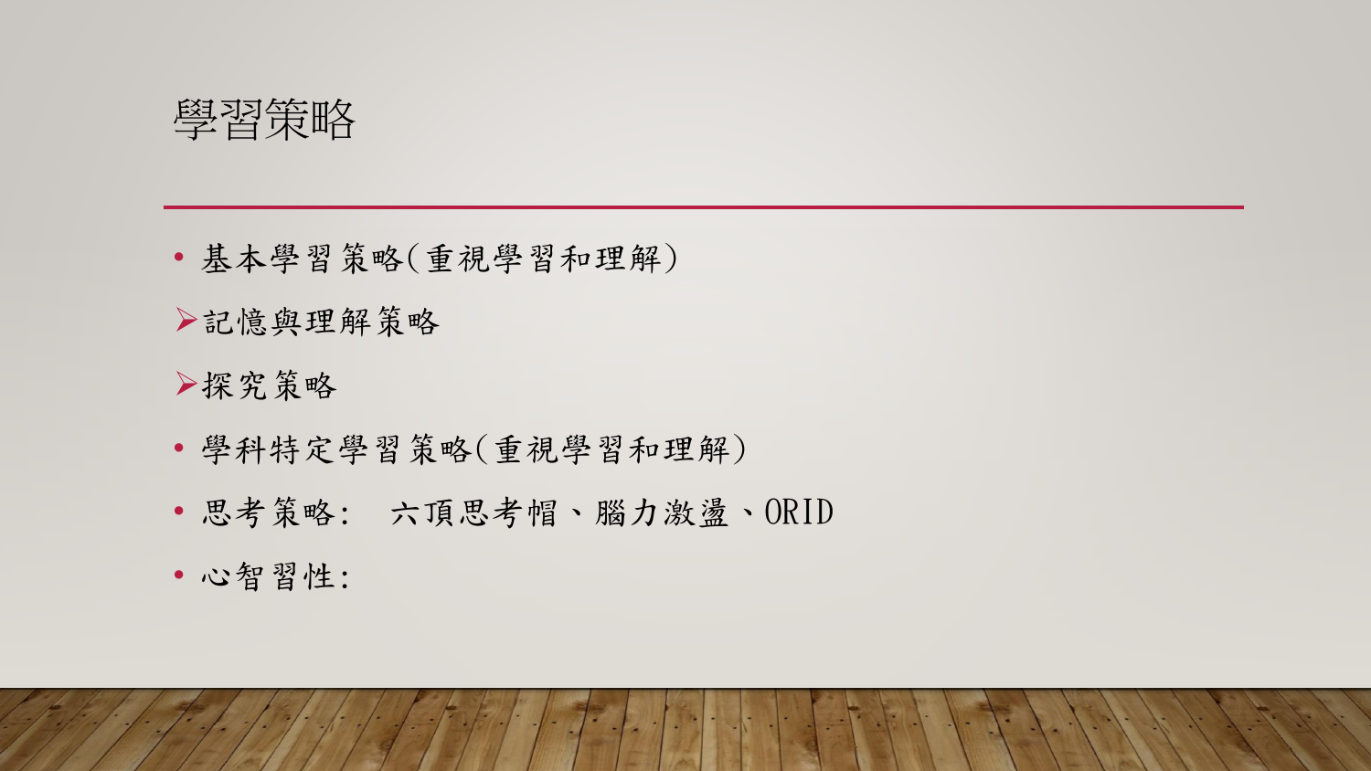# 學習策略

- 基本學習策略(重視學習和理解)
  - 記憶與理解策略
  - 探究策略
- 學科特定學習策略(重視學習和理解)
- 思考策略:　六項思考帽、腦力激盪、ORID
- 心智習性: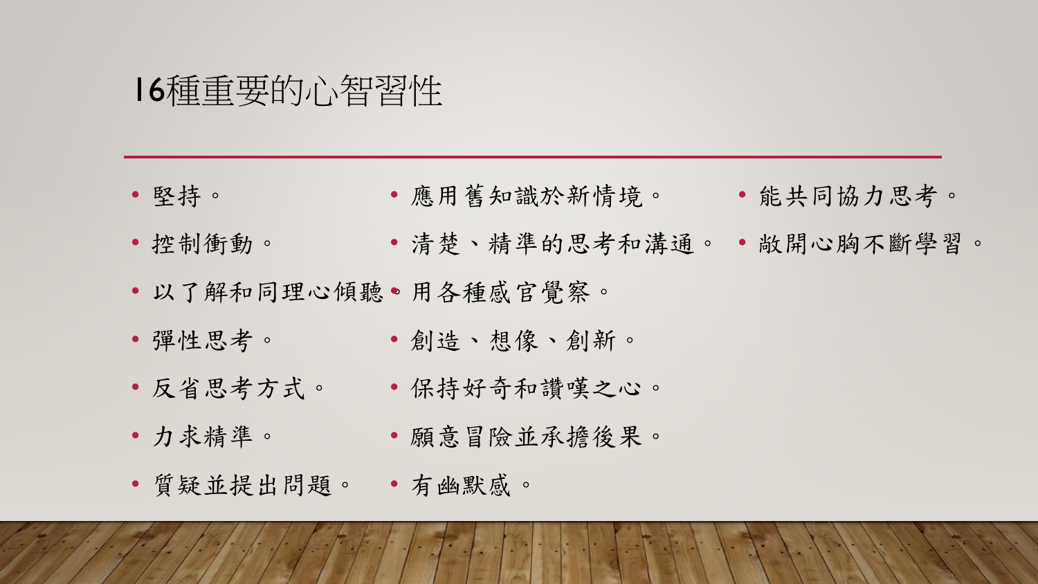# 16種重要的心智習性

- 堅持。
- 控制衝動。
- 以了解和同理心傾聽。
- 彈性思考。
- 反省思考方式。
- 力求精準。
- 質疑並提出問題。
- 應用舊知識於新情境。
- 清楚、精準的思考和溝通。
- 用各種感官覺察。
- 創造、想像、創新。
- 保持好奇和讚嘆之心。
- 願意冒險並承擔後果。
- 有幽默感。
- 能共同協力思考。
- 敞開心胸不斷學習。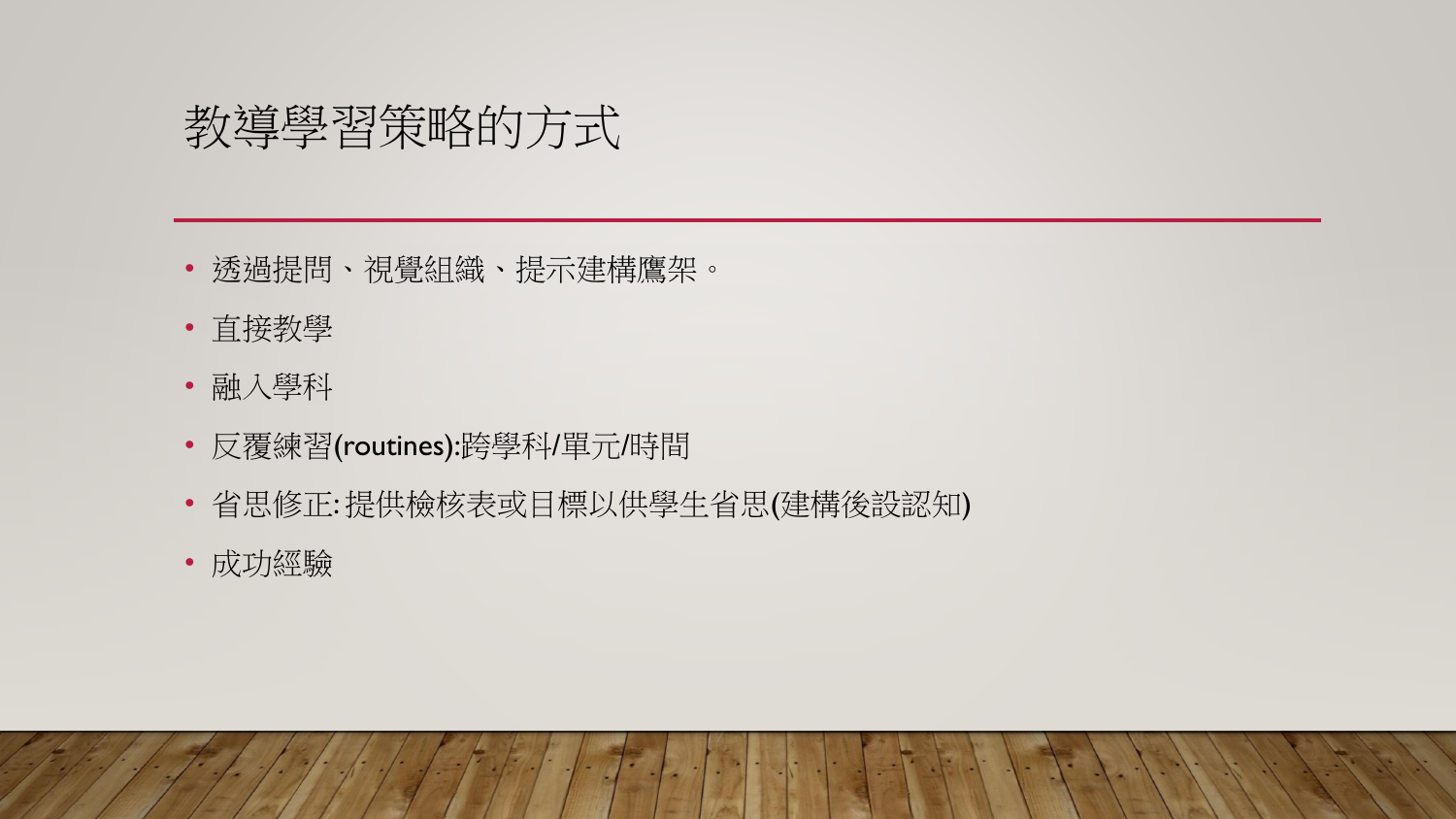# 教導學習策略的方式

- 透過提問、視覺組織、提示建構鷹架。
- 直接教學
- 融入學科
- 反覆練習(routines):跨學科/單元/時間
- 省思修正: 提供檢核表或目標以供學生省思(建構後設認知)
- 成功經驗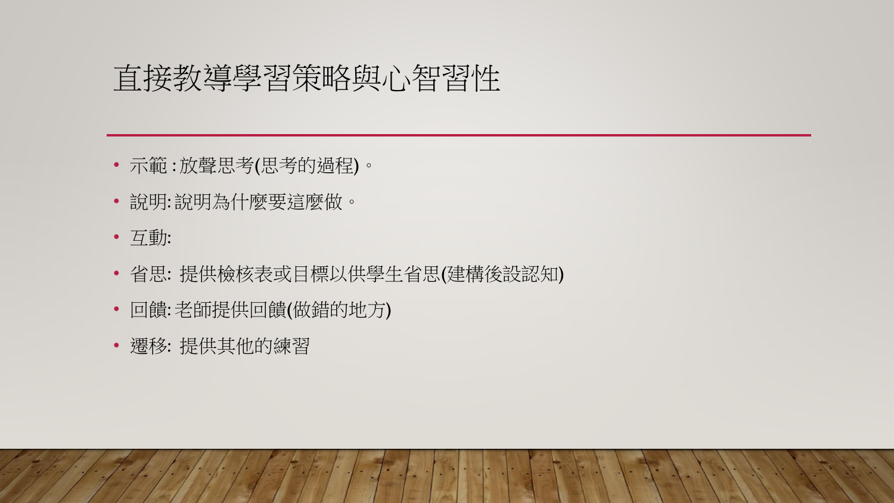# 直接教導學習策略與心智習性

- 示範 : 放聲思考(思考的過程)。
- 說明: 說明為什麼要這麼做。
- 互動:
- 省思: 提供檢核表或目標以供學生省思(建構後設認知)
- 回饋: 老師提供回饋(做錯的地方)
- 遷移: 提供其他的練習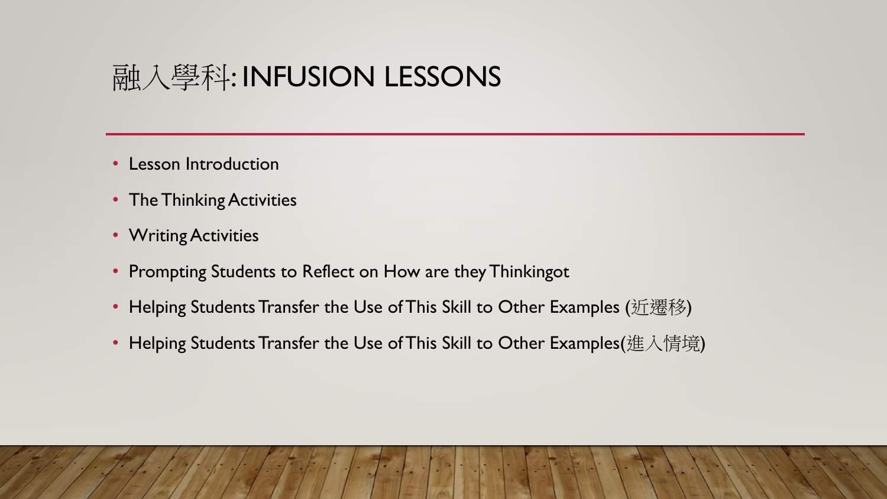# 融入學科: INFUSION LESSONS

- Lesson Introduction
- The Thinking Activities
- Writing Activities
- Prompting Students to Reflect on How are they Thinkingot
- Helping Students Transfer the Use of This Skill to Other Examples (近遷移)
- Helping Students Transfer the Use of This Skill to Other Examples(進入情境)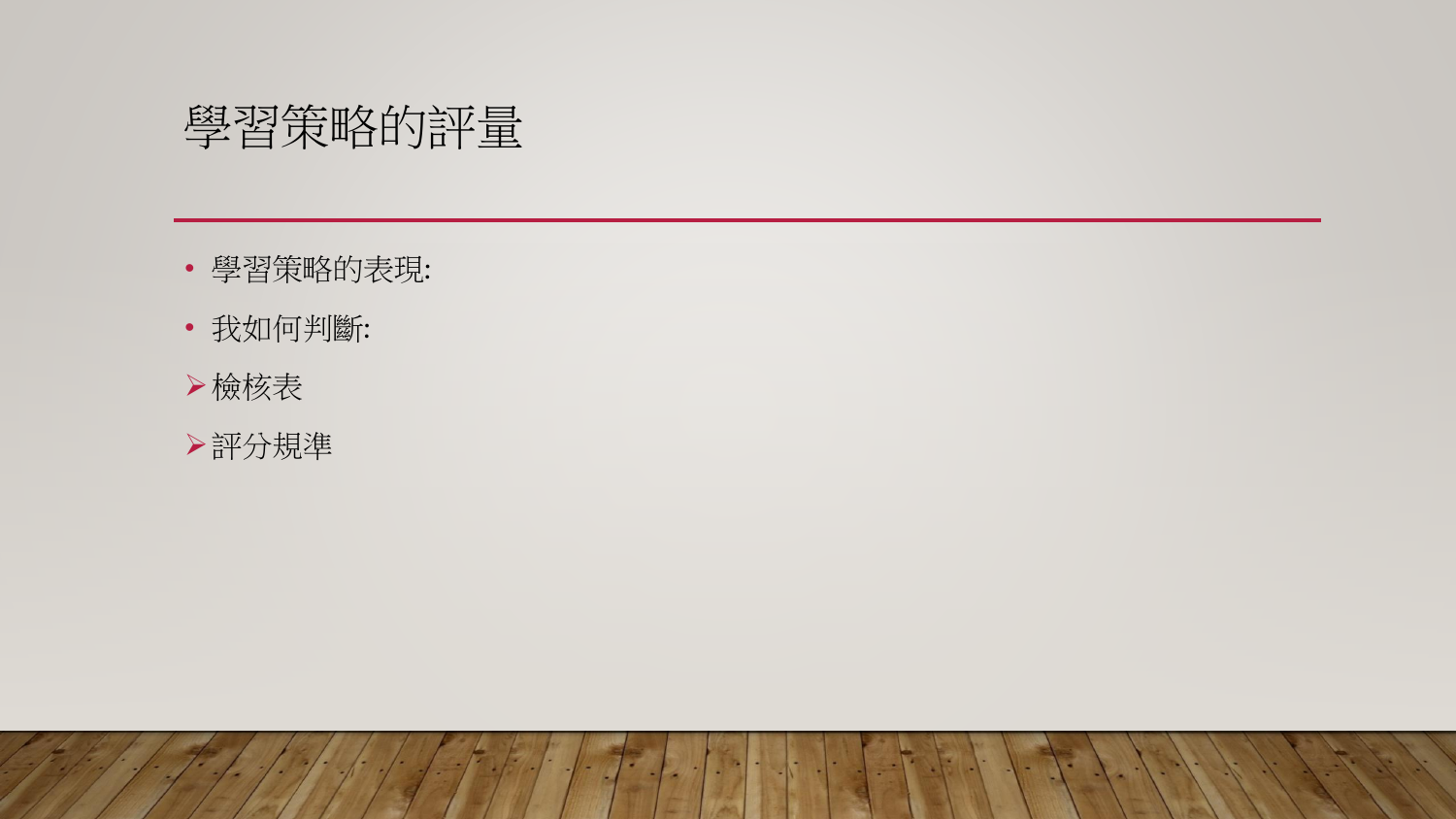# 學習策略的評量

- 學習策略的表現:
- 我如何判斷:

➢ 檢核表

➢ 評分規準